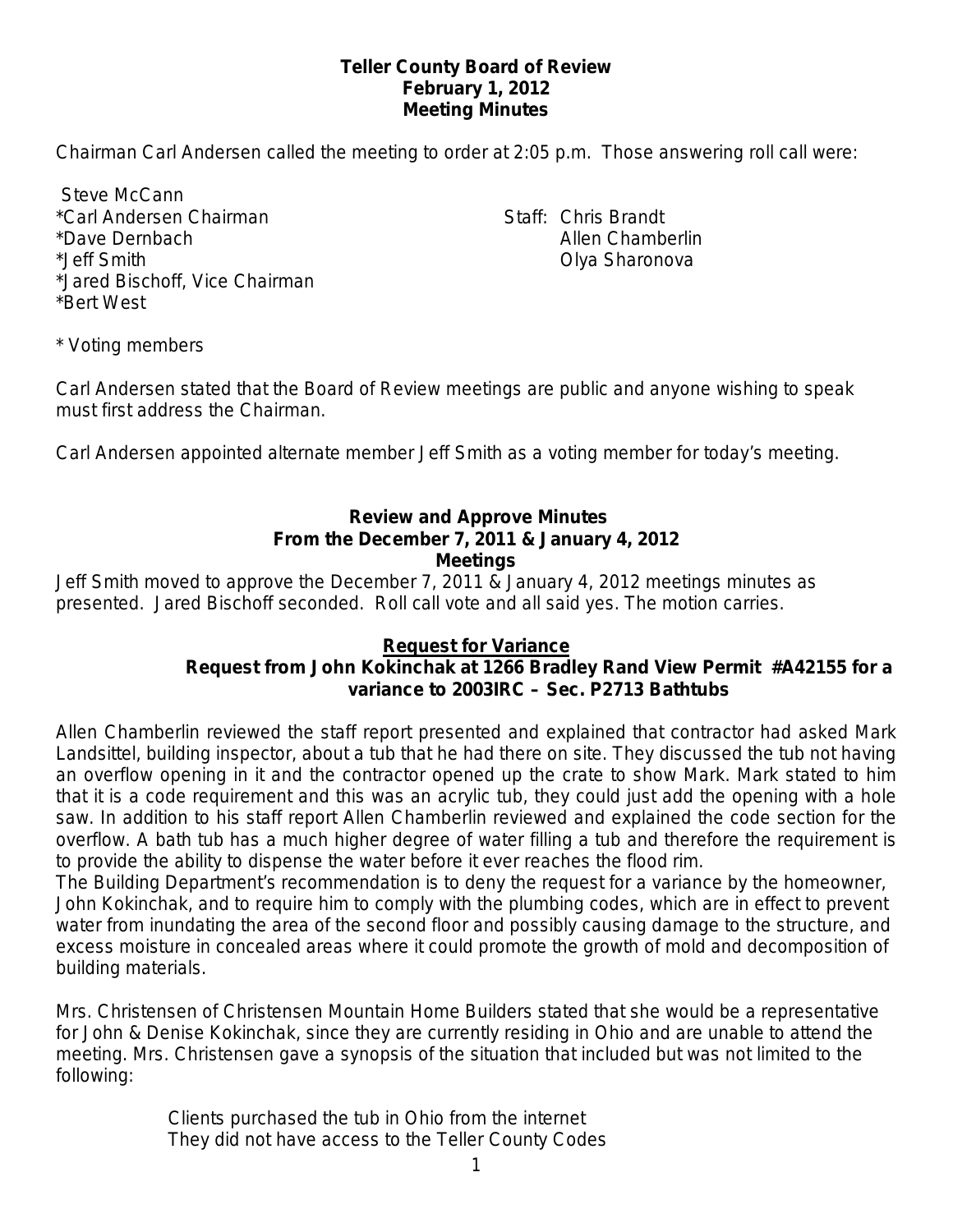**Teller County Board of Review**
**February 1, 2012**
**Meeting Minutes**

Chairman Carl Andersen called the meeting to order at 2:05 p.m. Those answering roll call were:

Steve McCann
*Carl Andersen Chairman
*Dave Dernbach
*Jeff Smith
*Jared Bischoff, Vice Chairman
*Bert West

Staff: Chris Brandt
Allen Chamberlin
Olya Sharonova

* Voting members

Carl Andersen stated that the Board of Review meetings are public and anyone wishing to speak must first address the Chairman.

Carl Andersen appointed alternate member Jeff Smith as a voting member for today's meeting.

**Review and Approve Minutes**
**From the December 7, 2011 & January 4, 2012**
**Meetings**

Jeff Smith moved to approve the December 7, 2011 & January 4, 2012 meetings minutes as presented. Jared Bischoff seconded. Roll call vote and all said yes. The motion carries.

**Request for Variance**
**Request from John Kokinchak at 1266 Bradley Rand View Permit #A42155 for a variance to 2003IRC – Sec. P2713 Bathtubs**

Allen Chamberlin reviewed the staff report presented and explained that contractor had asked Mark Landsittel, building inspector, about a tub that he had there on site. They discussed the tub not having an overflow opening in it and the contractor opened up the crate to show Mark. Mark stated to him that it is a code requirement and this was an acrylic tub, they could just add the opening with a hole saw. In addition to his staff report Allen Chamberlin reviewed and explained the code section for the overflow. A bath tub has a much higher degree of water filling a tub and therefore the requirement is to provide the ability to dispense the water before it ever reaches the flood rim.
The Building Department's recommendation is to deny the request for a variance by the homeowner, John Kokinchak, and to require him to comply with the plumbing codes, which are in effect to prevent water from inundating the area of the second floor and possibly causing damage to the structure, and excess moisture in concealed areas where it could promote the growth of mold and decomposition of building materials.

Mrs. Christensen of Christensen Mountain Home Builders stated that she would be a representative for John & Denise Kokinchak, since they are currently residing in Ohio and are unable to attend the meeting. Mrs. Christensen gave a synopsis of the situation that included but was not limited to the following:

Clients purchased the tub in Ohio from the internet
They did not have access to the Teller County Codes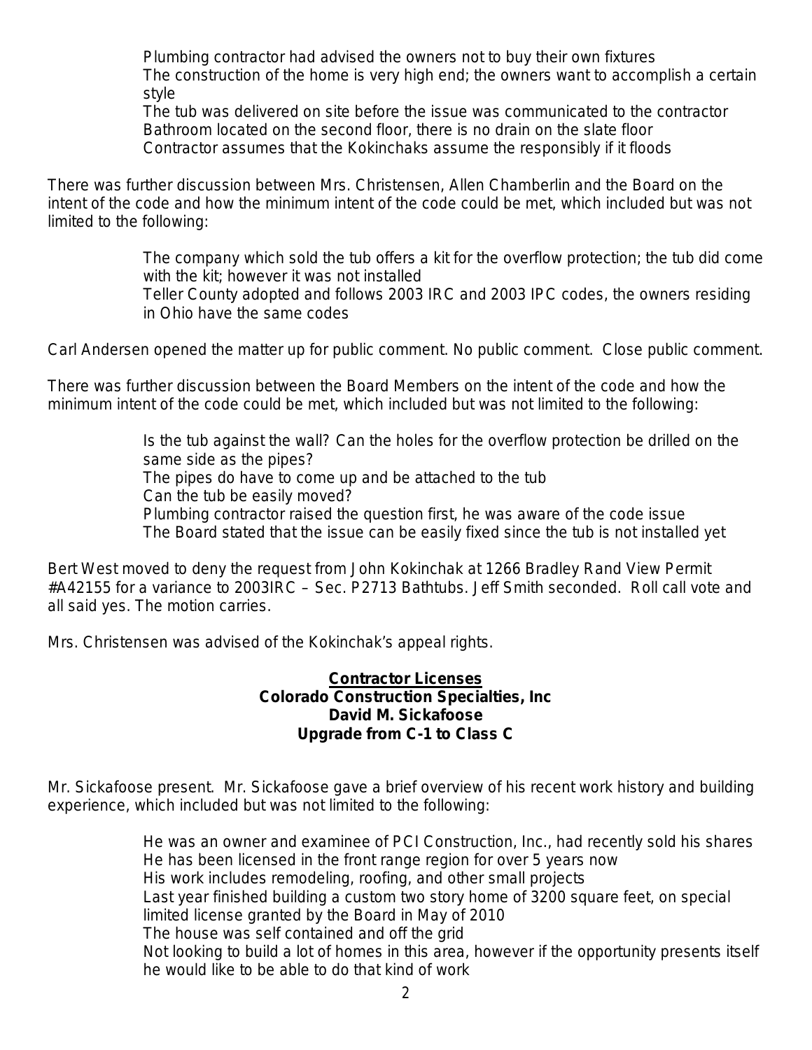Plumbing contractor had advised the owners not to buy their own fixtures
The construction of the home is very high end; the owners want to accomplish a certain style
The tub was delivered on site before the issue was communicated to the contractor
Bathroom located on the second floor, there is no drain on the slate floor
Contractor assumes that the Kokinchaks assume the responsibly if it floods

There was further discussion between Mrs. Christensen, Allen Chamberlin and the Board on the intent of the code and how the minimum intent of the code could be met, which included but was not limited to the following:

The company which sold the tub offers a kit for the overflow protection; the tub did come with the kit; however it was not installed
Teller County adopted and follows 2003 IRC and 2003 IPC codes, the owners residing in Ohio have the same codes

Carl Andersen opened the matter up for public comment. No public comment. Close public comment.

There was further discussion between the Board Members on the intent of the code and how the minimum intent of the code could be met, which included but was not limited to the following:

Is the tub against the wall? Can the holes for the overflow protection be drilled on the same side as the pipes?
The pipes do have to come up and be attached to the tub
Can the tub be easily moved?
Plumbing contractor raised the question first, he was aware of the code issue
The Board stated that the issue can be easily fixed since the tub is not installed yet

Bert West moved to deny the request from John Kokinchak at 1266 Bradley Rand View Permit #A42155 for a variance to 2003IRC – Sec. P2713 Bathtubs. Jeff Smith seconded. Roll call vote and all said yes. The motion carries.

Mrs. Christensen was advised of the Kokinchak's appeal rights.

**<u>Contractor Licenses</u>**
**Colorado Construction Specialties, Inc**
**David M. Sickafoose**
**Upgrade from C-1 to Class C**

Mr. Sickafoose present. Mr. Sickafoose gave a brief overview of his recent work history and building experience, which included but was not limited to the following:

He was an owner and examinee of PCI Construction, Inc., had recently sold his shares
He has been licensed in the front range region for over 5 years now
His work includes remodeling, roofing, and other small projects
Last year finished building a custom two story home of 3200 square feet, on special limited license granted by the Board in May of 2010
The house was self contained and off the grid
Not looking to build a lot of homes in this area, however if the opportunity presents itself he would like to be able to do that kind of work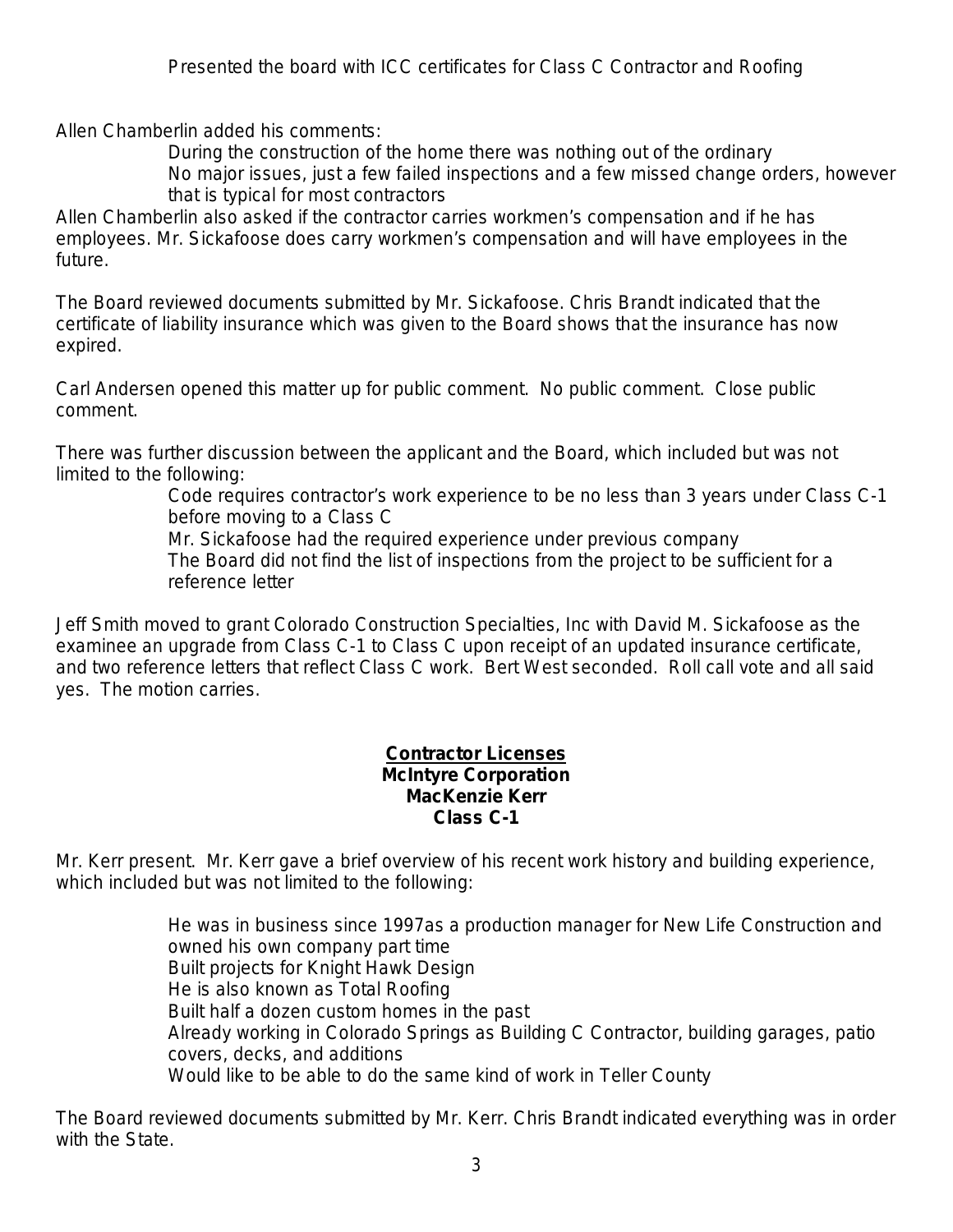Presented the board with ICC certificates for Class C Contractor and Roofing

Allen Chamberlin added his comments:

- During the construction of the home there was nothing out of the ordinary
- No major issues, just a few failed inspections and a few missed change orders, however that is typical for most contractors

Allen Chamberlin also asked if the contractor carries workmen's compensation and if he has employees. Mr. Sickafoose does carry workmen's compensation and will have employees in the future.

The Board reviewed documents submitted by Mr. Sickafoose. Chris Brandt indicated that the certificate of liability insurance which was given to the Board shows that the insurance has now expired.

Carl Andersen opened this matter up for public comment. No public comment. Close public comment.

There was further discussion between the applicant and the Board, which included but was not limited to the following:

- Code requires contractor's work experience to be no less than 3 years under Class C-1 before moving to a Class C
- Mr. Sickafoose had the required experience under previous company
- The Board did not find the list of inspections from the project to be sufficient for a reference letter

Jeff Smith moved to grant Colorado Construction Specialties, Inc with David M. Sickafoose as the examinee an upgrade from Class C-1 to Class C upon receipt of an updated insurance certificate, and two reference letters that reflect Class C work. Bert West seconded. Roll call vote and all said yes. The motion carries.

## Contractor Licenses
**McIntyre Corporation**
**MacKenzie Kerr**
**Class C-1**

Mr. Kerr present. Mr. Kerr gave a brief overview of his recent work history and building experience, which included but was not limited to the following:

- He was in business since 1997as a production manager for New Life Construction and owned his own company part time
- Built projects for Knight Hawk Design
- He is also known as Total Roofing
- Built half a dozen custom homes in the past
- Already working in Colorado Springs as Building C Contractor, building garages, patio covers, decks, and additions
- Would like to be able to do the same kind of work in Teller County

The Board reviewed documents submitted by Mr. Kerr. Chris Brandt indicated everything was in order with the State.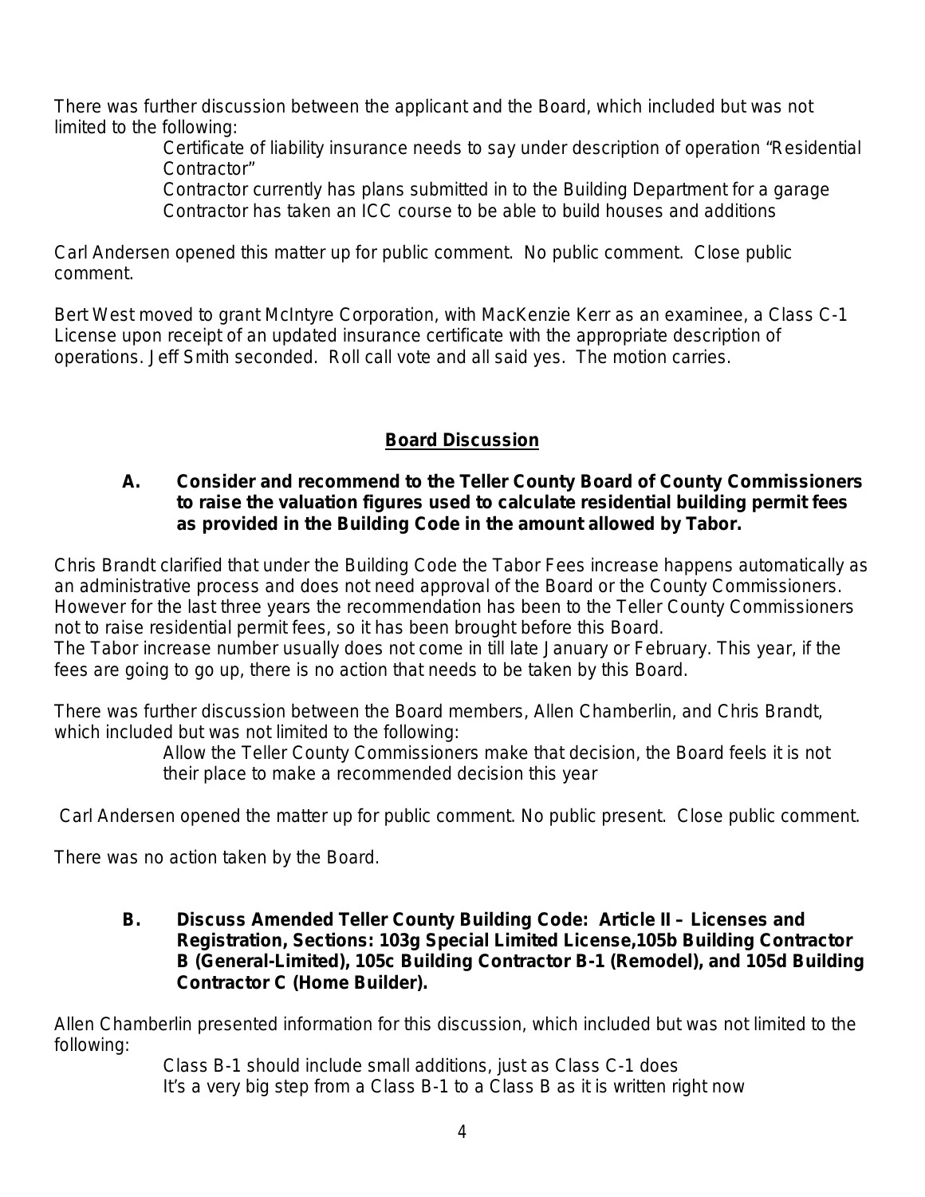There was further discussion between the applicant and the Board, which included but was not limited to the following:

> Certificate of liability insurance needs to say under description of operation "Residential Contractor"
> Contractor currently has plans submitted in to the Building Department for a garage
> Contractor has taken an ICC course to be able to build houses and additions

Carl Andersen opened this matter up for public comment. No public comment. Close public comment.

Bert West moved to grant McIntyre Corporation, with MacKenzie Kerr as an examinee, a Class C-1 License upon receipt of an updated insurance certificate with the appropriate description of operations. Jeff Smith seconded. Roll call vote and all said yes. The motion carries.

## Board Discussion

**A. Consider and recommend to the Teller County Board of County Commissioners to raise the valuation figures used to calculate residential building permit fees as provided in the Building Code in the amount allowed by Tabor.**

Chris Brandt clarified that under the Building Code the Tabor Fees increase happens automatically as an administrative process and does not need approval of the Board or the County Commissioners. However for the last three years the recommendation has been to the Teller County Commissioners not to raise residential permit fees, so it has been brought before this Board.
The Tabor increase number usually does not come in till late January or February. This year, if the fees are going to go up, there is no action that needs to be taken by this Board.

There was further discussion between the Board members, Allen Chamberlin, and Chris Brandt, which included but was not limited to the following:

> Allow the Teller County Commissioners make that decision, the Board feels it is not their place to make a recommended decision this year

Carl Andersen opened the matter up for public comment. No public present. Close public comment.

There was no action taken by the Board.

**B. Discuss Amended Teller County Building Code: Article II – Licenses and Registration, Sections: 103g Special Limited License,105b Building Contractor B (General-Limited), 105c Building Contractor B-1 (Remodel), and 105d Building Contractor C (Home Builder).**

Allen Chamberlin presented information for this discussion, which included but was not limited to the following:

> Class B-1 should include small additions, just as Class C-1 does
> It's a very big step from a Class B-1 to a Class B as it is written right now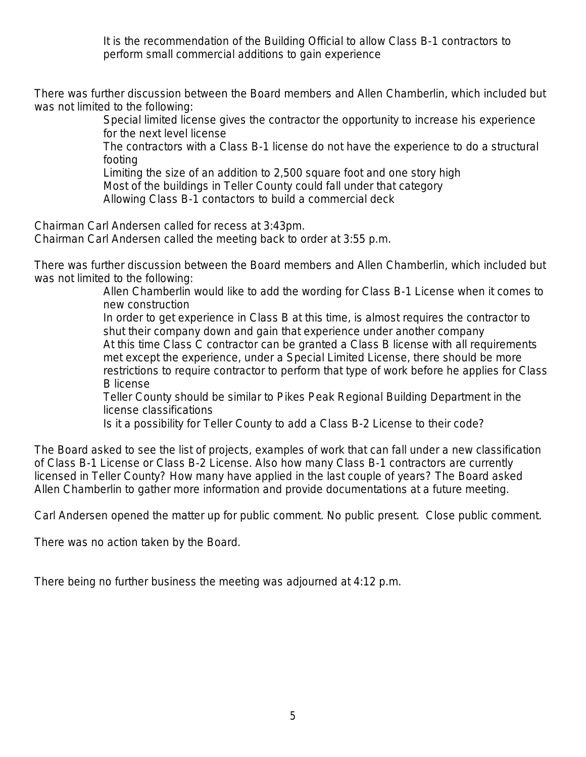It is the recommendation of the Building Official to allow Class B-1 contractors to perform small commercial additions to gain experience

There was further discussion between the Board members and Allen Chamberlin, which included but was not limited to the following:

- Special limited license gives the contractor the opportunity to increase his experience for the next level license
- The contractors with a Class B-1 license do not have the experience to do a structural footing
- Limiting the size of an addition to 2,500 square foot and one story high
- Most of the buildings in Teller County could fall under that category
- Allowing Class B-1 contactors to build a commercial deck

Chairman Carl Andersen called for recess at 3:43pm.
Chairman Carl Andersen called the meeting back to order at 3:55 p.m.

There was further discussion between the Board members and Allen Chamberlin, which included but was not limited to the following:

- Allen Chamberlin would like to add the wording for Class B-1 License when it comes to new construction
- In order to get experience in Class B at this time, is almost requires the contractor to shut their company down and gain that experience under another company
- At this time Class C contractor can be granted a Class B license with all requirements met except the experience, under a Special Limited License, there should be more restrictions to require contractor to perform that type of work before he applies for Class B license
- Teller County should be similar to Pikes Peak Regional Building Department in the license classifications
- Is it a possibility for Teller County to add a Class B-2 License to their code?

The Board asked to see the list of projects, examples of work that can fall under a new classification of Class B-1 License or Class B-2 License. Also how many Class B-1 contractors are currently licensed in Teller County? How many have applied in the last couple of years? The Board asked Allen Chamberlin to gather more information and provide documentations at a future meeting.

Carl Andersen opened the matter up for public comment. No public present. Close public comment.

There was no action taken by the Board.

There being no further business the meeting was adjourned at 4:12 p.m.